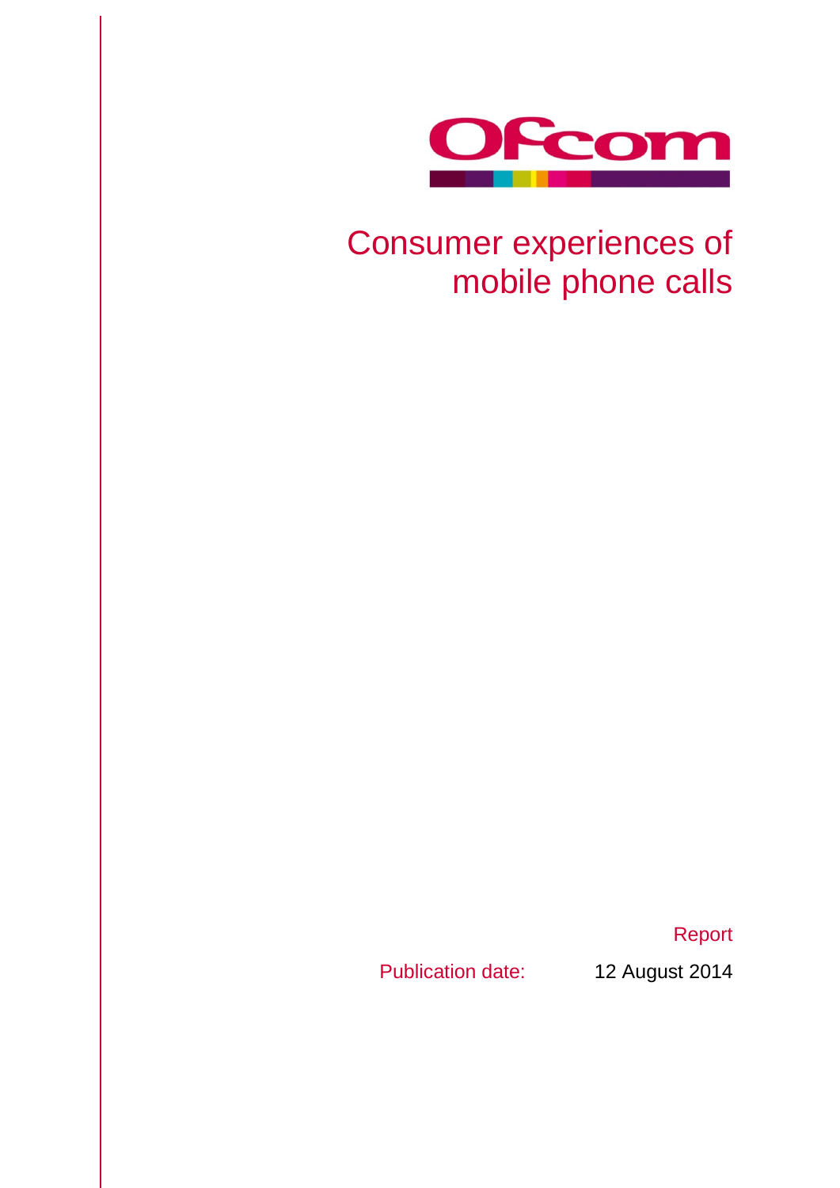Ofcom

# Consumer experiences of mobile phone calls

Report

Publication date: 12 August 2014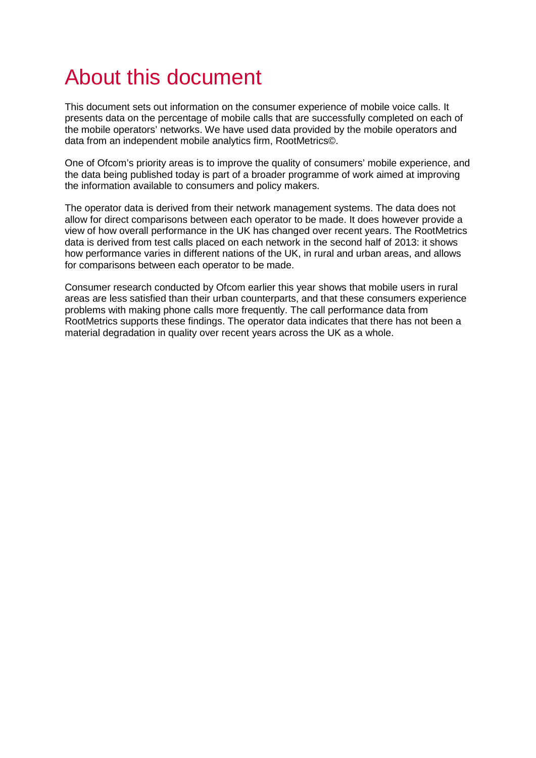# About this document

This document sets out information on the consumer experience of mobile voice calls. It presents data on the percentage of mobile calls that are successfully completed on each of the mobile operators' networks. We have used data provided by the mobile operators and data from an independent mobile analytics firm, RootMetrics©.

One of Ofcom's priority areas is to improve the quality of consumers' mobile experience, and the data being published today is part of a broader programme of work aimed at improving the information available to consumers and policy makers.

The operator data is derived from their network management systems. The data does not allow for direct comparisons between each operator to be made. It does however provide a view of how overall performance in the UK has changed over recent years. The RootMetrics data is derived from test calls placed on each network in the second half of 2013: it shows how performance varies in different nations of the UK, in rural and urban areas, and allows for comparisons between each operator to be made.

Consumer research conducted by Ofcom earlier this year shows that mobile users in rural areas are less satisfied than their urban counterparts, and that these consumers experience problems with making phone calls more frequently. The call performance data from RootMetrics supports these findings. The operator data indicates that there has not been a material degradation in quality over recent years across the UK as a whole.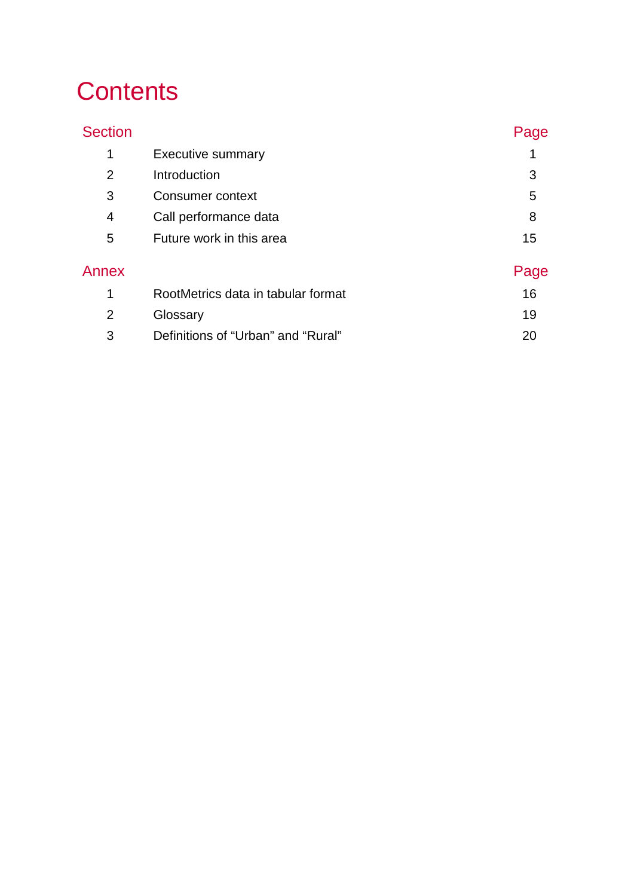# Contents

| Section | | Page |
|---|---|---|
| 1 | Executive summary | 1 |
| 2 | Introduction | 3 |
| 3 | Consumer context | 5 |
| 4 | Call performance data | 8 |
| 5 | Future work in this area | 15 |

| Annex | | Page |
|---|---|---|
| 1 | RootMetrics data in tabular format | 16 |
| 2 | Glossary | 19 |
| 3 | Definitions of “Urban” and “Rural” | 20 |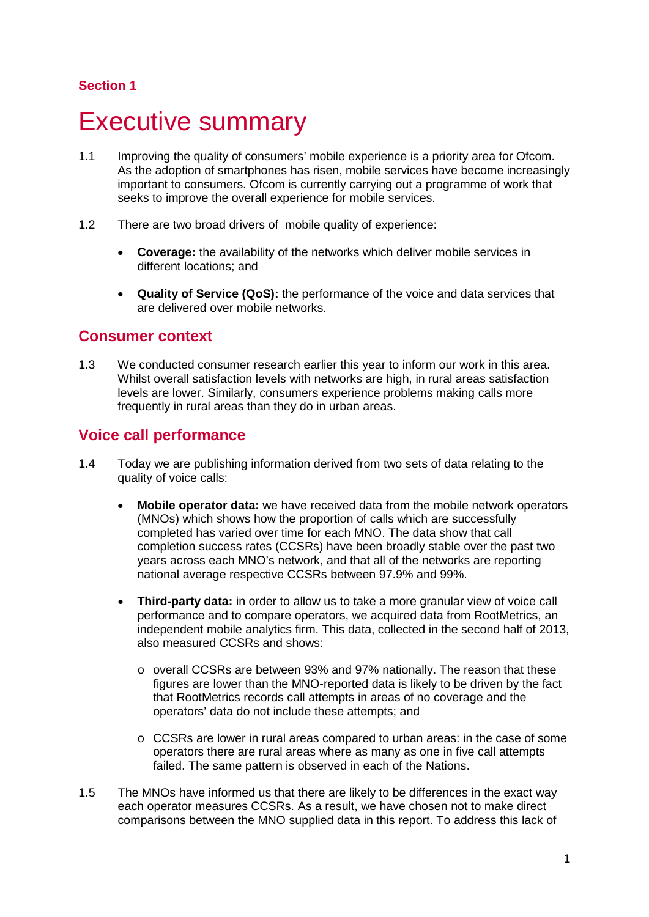Section 1

# Executive summary

1.1 Improving the quality of consumers' mobile experience is a priority area for Ofcom. As the adoption of smartphones has risen, mobile services have become increasingly important to consumers. Ofcom is currently carrying out a programme of work that seeks to improve the overall experience for mobile services.

1.2 There are two broad drivers of mobile quality of experience:

- **Coverage:** the availability of the networks which deliver mobile services in different locations; and

- **Quality of Service (QoS):** the performance of the voice and data services that are delivered over mobile networks.

## Consumer context

1.3 We conducted consumer research earlier this year to inform our work in this area. Whilst overall satisfaction levels with networks are high, in rural areas satisfaction levels are lower. Similarly, consumers experience problems making calls more frequently in rural areas than they do in urban areas.

## Voice call performance

1.4 Today we are publishing information derived from two sets of data relating to the quality of voice calls:

- **Mobile operator data:** we have received data from the mobile network operators (MNOs) which shows how the proportion of calls which are successfully completed has varied over time for each MNO. The data show that call completion success rates (CCSRs) have been broadly stable over the past two years across each MNO's network, and that all of the networks are reporting national average respective CCSRs between 97.9% and 99%.

- **Third-party data:** in order to allow us to take a more granular view of voice call performance and to compare operators, we acquired data from RootMetrics, an independent mobile analytics firm. This data, collected in the second half of 2013, also measured CCSRs and shows:

  - overall CCSRs are between 93% and 97% nationally. The reason that these figures are lower than the MNO-reported data is likely to be driven by the fact that RootMetrics records call attempts in areas of no coverage and the operators' data do not include these attempts; and

  - CCSRs are lower in rural areas compared to urban areas: in the case of some operators there are rural areas where as many as one in five call attempts failed. The same pattern is observed in each of the Nations.

1.5 The MNOs have informed us that there are likely to be differences in the exact way each operator measures CCSRs. As a result, we have chosen not to make direct comparisons between the MNO supplied data in this report. To address this lack of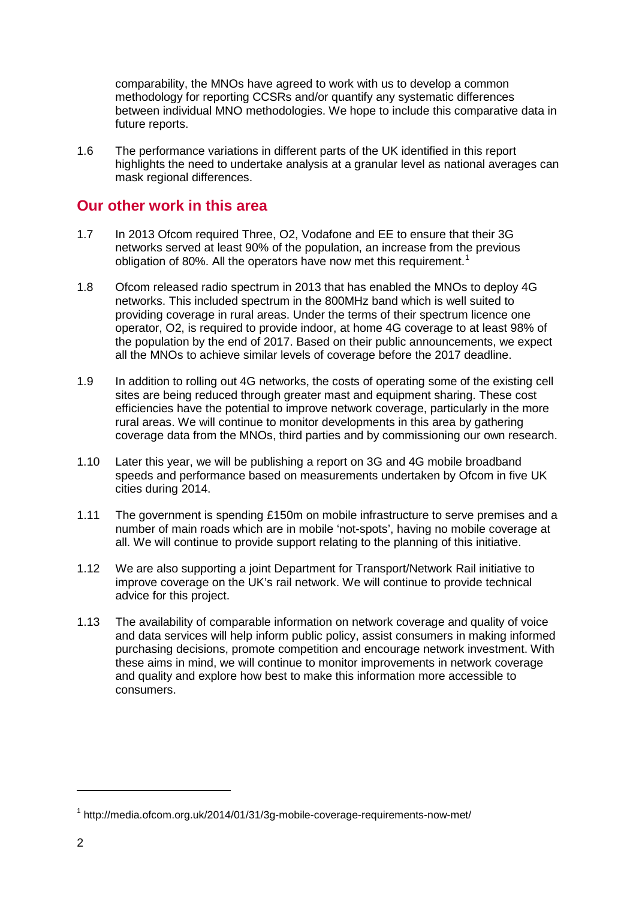comparability, the MNOs have agreed to work with us to develop a common methodology for reporting CCSRs and/or quantify any systematic differences between individual MNO methodologies. We hope to include this comparative data in future reports.

1.6 The performance variations in different parts of the UK identified in this report highlights the need to undertake analysis at a granular level as national averages can mask regional differences.

## Our other work in this area

1.7 In 2013 Ofcom required Three, O2, Vodafone and EE to ensure that their 3G networks served at least 90% of the population, an increase from the previous obligation of 80%. All the operators have now met this requirement.[1]

1.8 Ofcom released radio spectrum in 2013 that has enabled the MNOs to deploy 4G networks. This included spectrum in the 800MHz band which is well suited to providing coverage in rural areas. Under the terms of their spectrum licence one operator, O2, is required to provide indoor, at home 4G coverage to at least 98% of the population by the end of 2017. Based on their public announcements, we expect all the MNOs to achieve similar levels of coverage before the 2017 deadline.

1.9 In addition to rolling out 4G networks, the costs of operating some of the existing cell sites are being reduced through greater mast and equipment sharing. These cost efficiencies have the potential to improve network coverage, particularly in the more rural areas. We will continue to monitor developments in this area by gathering coverage data from the MNOs, third parties and by commissioning our own research.

1.10 Later this year, we will be publishing a report on 3G and 4G mobile broadband speeds and performance based on measurements undertaken by Ofcom in five UK cities during 2014.

1.11 The government is spending £150m on mobile infrastructure to serve premises and a number of main roads which are in mobile 'not-spots', having no mobile coverage at all. We will continue to provide support relating to the planning of this initiative.

1.12 We are also supporting a joint Department for Transport/Network Rail initiative to improve coverage on the UK's rail network. We will continue to provide technical advice for this project.

1.13 The availability of comparable information on network coverage and quality of voice and data services will help inform public policy, assist consumers in making informed purchasing decisions, promote competition and encourage network investment. With these aims in mind, we will continue to monitor improvements in network coverage and quality and explore how best to make this information more accessible to consumers.

---

[1] http://media.ofcom.org.uk/2014/01/31/3g-mobile-coverage-requirements-now-met/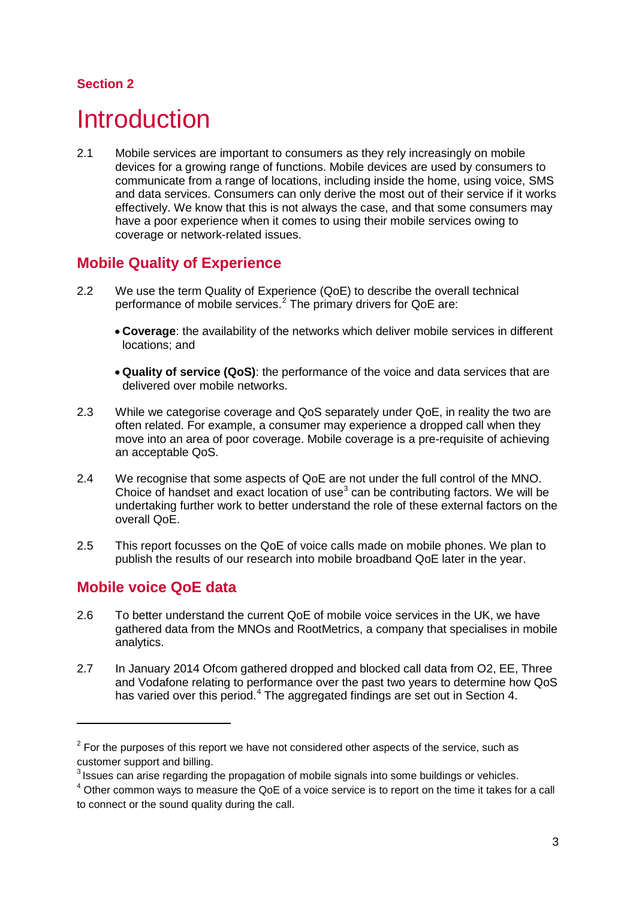**Section 2**

# Introduction

2.1 Mobile services are important to consumers as they rely increasingly on mobile devices for a growing range of functions. Mobile devices are used by consumers to communicate from a range of locations, including inside the home, using voice, SMS and data services. Consumers can only derive the most out of their service if it works effectively. We know that this is not always the case, and that some consumers may have a poor experience when it comes to using their mobile services owing to coverage or network-related issues.

## Mobile Quality of Experience

2.2 We use the term Quality of Experience (QoE) to describe the overall technical performance of mobile services.[2] The primary drivers for QoE are:

- **Coverage**: the availability of the networks which deliver mobile services in different locations; and
- **Quality of service (QoS)**: the performance of the voice and data services that are delivered over mobile networks.

2.3 While we categorise coverage and QoS separately under QoE, in reality the two are often related. For example, a consumer may experience a dropped call when they move into an area of poor coverage. Mobile coverage is a pre-requisite of achieving an acceptable QoS.

2.4 We recognise that some aspects of QoE are not under the full control of the MNO. Choice of handset and exact location of use[3] can be contributing factors. We will be undertaking further work to better understand the role of these external factors on the overall QoE.

2.5 This report focusses on the QoE of voice calls made on mobile phones. We plan to publish the results of our research into mobile broadband QoE later in the year.

## Mobile voice QoE data

2.6 To better understand the current QoE of mobile voice services in the UK, we have gathered data from the MNOs and RootMetrics, a company that specialises in mobile analytics.

2.7 In January 2014 Ofcom gathered dropped and blocked call data from O2, EE, Three and Vodafone relating to performance over the past two years to determine how QoS has varied over this period.[4] The aggregated findings are set out in Section 4.

---

[2] For the purposes of this report we have not considered other aspects of the service, such as customer support and billing.

[3] Issues can arise regarding the propagation of mobile signals into some buildings or vehicles.

[4] Other common ways to measure the QoE of a voice service is to report on the time it takes for a call to connect or the sound quality during the call.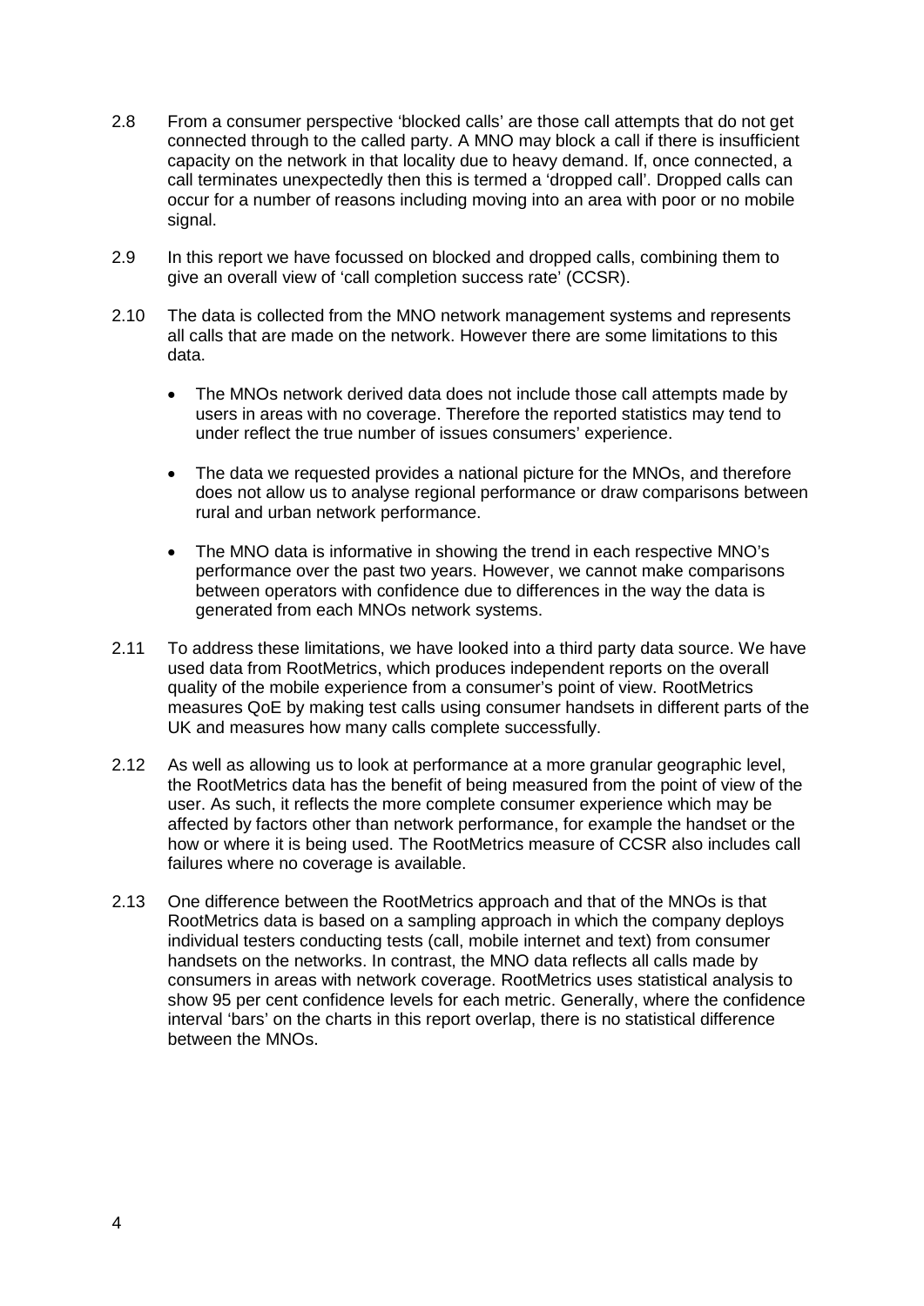2.8 From a consumer perspective 'blocked calls' are those call attempts that do not get connected through to the called party. A MNO may block a call if there is insufficient capacity on the network in that locality due to heavy demand. If, once connected, a call terminates unexpectedly then this is termed a 'dropped call'. Dropped calls can occur for a number of reasons including moving into an area with poor or no mobile signal.

2.9 In this report we have focussed on blocked and dropped calls, combining them to give an overall view of 'call completion success rate' (CCSR).

2.10 The data is collected from the MNO network management systems and represents all calls that are made on the network. However there are some limitations to this data.

- The MNOs network derived data does not include those call attempts made by users in areas with no coverage. Therefore the reported statistics may tend to under reflect the true number of issues consumers' experience.
- The data we requested provides a national picture for the MNOs, and therefore does not allow us to analyse regional performance or draw comparisons between rural and urban network performance.
- The MNO data is informative in showing the trend in each respective MNO's performance over the past two years. However, we cannot make comparisons between operators with confidence due to differences in the way the data is generated from each MNOs network systems.

2.11 To address these limitations, we have looked into a third party data source. We have used data from RootMetrics, which produces independent reports on the overall quality of the mobile experience from a consumer's point of view. RootMetrics measures QoE by making test calls using consumer handsets in different parts of the UK and measures how many calls complete successfully.

2.12 As well as allowing us to look at performance at a more granular geographic level, the RootMetrics data has the benefit of being measured from the point of view of the user. As such, it reflects the more complete consumer experience which may be affected by factors other than network performance, for example the handset or the how or where it is being used. The RootMetrics measure of CCSR also includes call failures where no coverage is available.

2.13 One difference between the RootMetrics approach and that of the MNOs is that RootMetrics data is based on a sampling approach in which the company deploys individual testers conducting tests (call, mobile internet and text) from consumer handsets on the networks. In contrast, the MNO data reflects all calls made by consumers in areas with network coverage. RootMetrics uses statistical analysis to show 95 per cent confidence levels for each metric. Generally, where the confidence interval 'bars' on the charts in this report overlap, there is no statistical difference between the MNOs.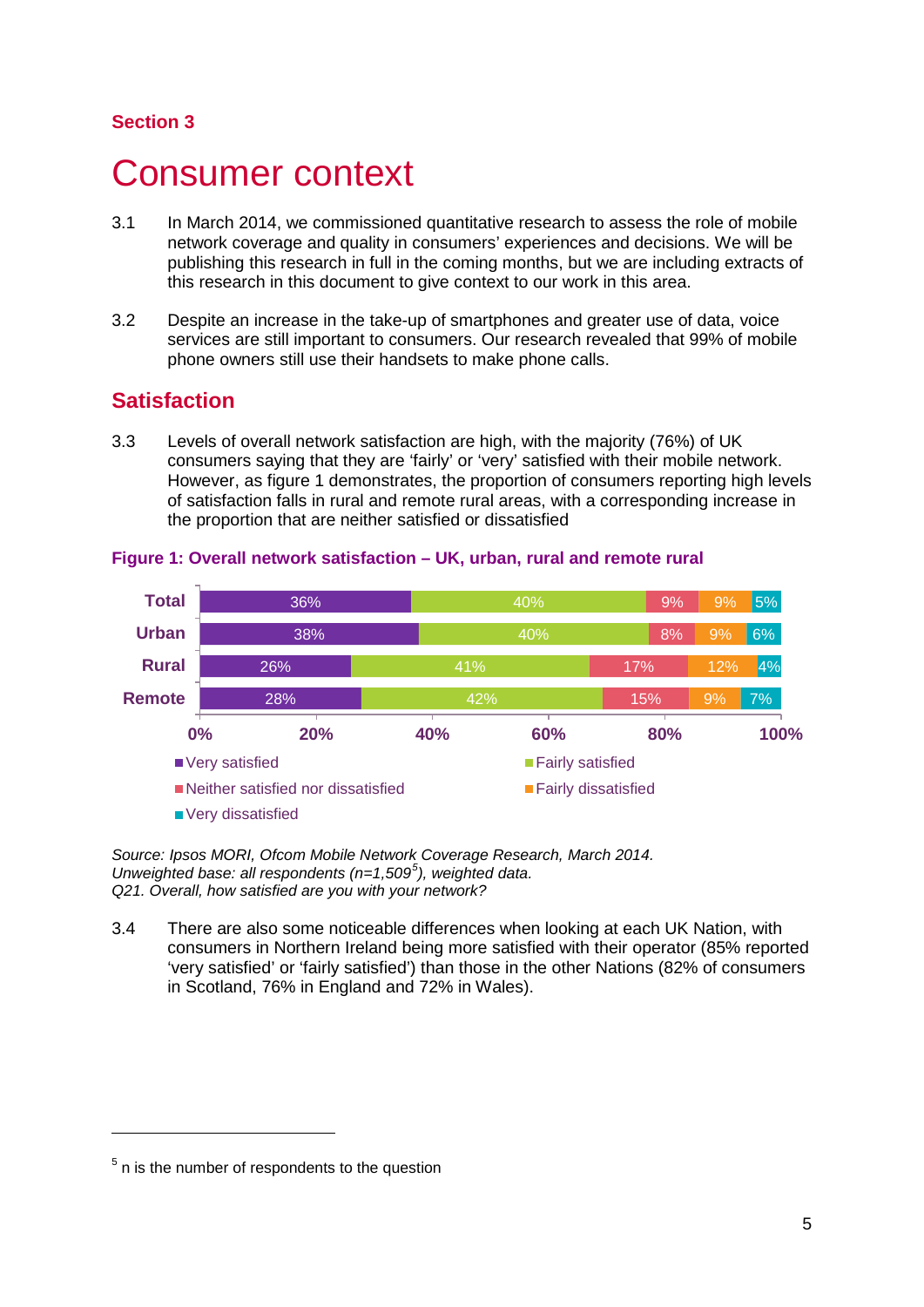**Section 3**

# Consumer context

3.1 In March 2014, we commissioned quantitative research to assess the role of mobile network coverage and quality in consumers' experiences and decisions. We will be publishing this research in full in the coming months, but we are including extracts of this research in this document to give context to our work in this area.

3.2 Despite an increase in the take-up of smartphones and greater use of data, voice services are still important to consumers. Our research revealed that 99% of mobile phone owners still use their handsets to make phone calls.

## Satisfaction

3.3 Levels of overall network satisfaction are high, with the majority (76%) of UK consumers saying that they are 'fairly' or 'very' satisfied with their mobile network. However, as figure 1 demonstrates, the proportion of consumers reporting high levels of satisfaction falls in rural and remote rural areas, with a corresponding increase in the proportion that are neither satisfied or dissatisfied

**Figure 1: Overall network satisfaction – UK, urban, rural and remote rural**

| | Very satisfied | Fairly satisfied | Neither satisfied nor dissatisfied | Fairly dissatisfied | Very dissatisfied |
|---|---|---|---|---|---|
| Total | 36% | 40% | 9% | 9% | 5% |
| Urban | 38% | 40% | 8% | 9% | 6% |
| Rural | 26% | 41% | 17% | 12% | 4% |
| Remote | 28% | 42% | 15% | 9% | 7% |

*Source: Ipsos MORI, Ofcom Mobile Network Coverage Research, March 2014.*
*Unweighted base: all respondents (n=1,509[5]), weighted data.*
*Q21. Overall, how satisfied are you with your network?*

3.4 There are also some noticeable differences when looking at each UK Nation, with consumers in Northern Ireland being more satisfied with their operator (85% reported 'very satisfied' or 'fairly satisfied') than those in the other Nations (82% of consumers in Scotland, 76% in England and 72% in Wales).

[5] n is the number of respondents to the question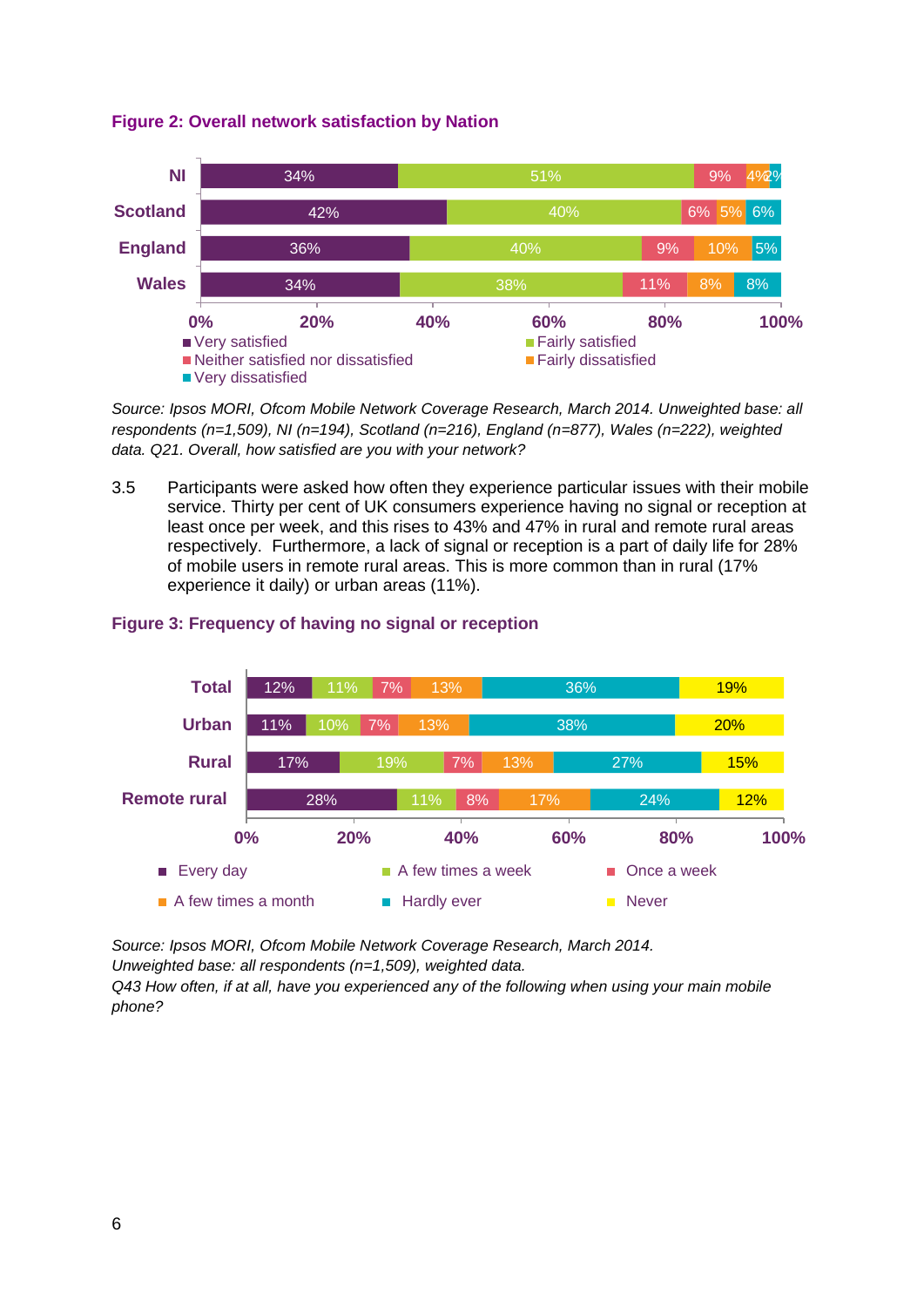**Figure 2: Overall network satisfaction by Nation**

| | Very satisfied | Fairly satisfied | Neither satisfied nor dissatisfied | Fairly dissatisfied | Very dissatisfied |
|---|---|---|---|---|---|
| NI | 34% | 51% | 9% | 4% | 2% |
| Scotland | 42% | 40% | 6% | 5% | 6% |
| England | 36% | 40% | 9% | 10% | 5% |
| Wales | 34% | 38% | 11% | 8% | 8% |

*Source: Ipsos MORI, Ofcom Mobile Network Coverage Research, March 2014. Unweighted base: all respondents (n=1,509), NI (n=194), Scotland (n=216), England (n=877), Wales (n=222), weighted data. Q21. Overall, how satisfied are you with your network?*

3.5 Participants were asked how often they experience particular issues with their mobile service. Thirty per cent of UK consumers experience having no signal or reception at least once per week, and this rises to 43% and 47% in rural and remote rural areas respectively. Furthermore, a lack of signal or reception is a part of daily life for 28% of mobile users in remote rural areas. This is more common than in rural (17% experience it daily) or urban areas (11%).

**Figure 3: Frequency of having no signal or reception**

| | Every day | A few times a week | Once a week | A few times a month | Hardly ever | Never |
|---|---|---|---|---|---|---|
| Total | 12% | 11% | 7% | 13% | 36% | 19% |
| Urban | 11% | 10% | 7% | 13% | 38% | 20% |
| Rural | 17% | 19% | 7% | 13% | 27% | 15% |
| Remote rural | 28% | 11% | 8% | 17% | 24% | 12% |

*Source: Ipsos MORI, Ofcom Mobile Network Coverage Research, March 2014.*
*Unweighted base: all respondents (n=1,509), weighted data.*
*Q43 How often, if at all, have you experienced any of the following when using your main mobile phone?*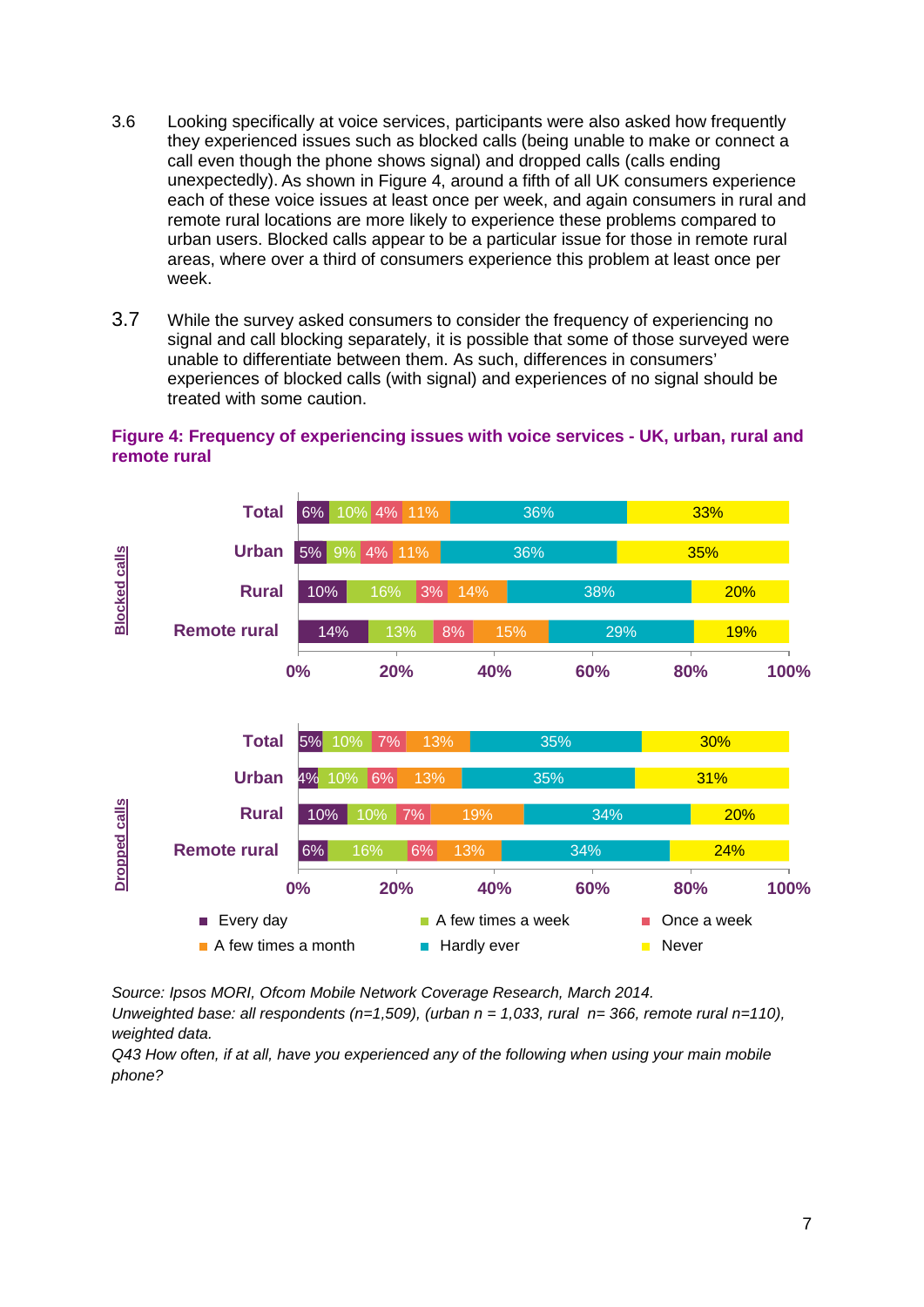3.6 Looking specifically at voice services, participants were also asked how frequently they experienced issues such as blocked calls (being unable to make or connect a call even though the phone shows signal) and dropped calls (calls ending unexpectedly). As shown in Figure 4, around a fifth of all UK consumers experience each of these voice issues at least once per week, and again consumers in rural and remote rural locations are more likely to experience these problems compared to urban users. Blocked calls appear to be a particular issue for those in remote rural areas, where over a third of consumers experience this problem at least once per week.

3.7 While the survey asked consumers to consider the frequency of experiencing no signal and call blocking separately, it is possible that some of those surveyed were unable to differentiate between them. As such, differences in consumers' experiences of blocked calls (with signal) and experiences of no signal should be treated with some caution.

**Figure 4: Frequency of experiencing issues with voice services - UK, urban, rural and remote rural**

| Issue | Area | Every day | A few times a week | Once a week | A few times a month | Hardly ever | Never |
|---|---|---|---|---|---|---|---|
| Blocked calls | Total | 6% | 10% | 4% | 11% | 36% | 33% |
| | Urban | 5% | 9% | 4% | 11% | 36% | 35% |
| | Rural | 10% | 16% | 3% | 14% | 38% | 20% |
| | Remote rural | 14% | 13% | 8% | 15% | 29% | 19% |
| Dropped calls | Total | 5% | 10% | 7% | 13% | 35% | 30% |
| | Urban | 4% | 10% | 6% | 13% | 35% | 31% |
| | Rural | 10% | 10% | 7% | 19% | 34% | 20% |
| | Remote rural | 6% | 16% | 6% | 13% | 34% | 24% |

*Source: Ipsos MORI, Ofcom Mobile Network Coverage Research, March 2014.*
*Unweighted base: all respondents (n=1,509), (urban n = 1,033, rural n= 366, remote rural n=110), weighted data.*
*Q43 How often, if at all, have you experienced any of the following when using your main mobile phone?*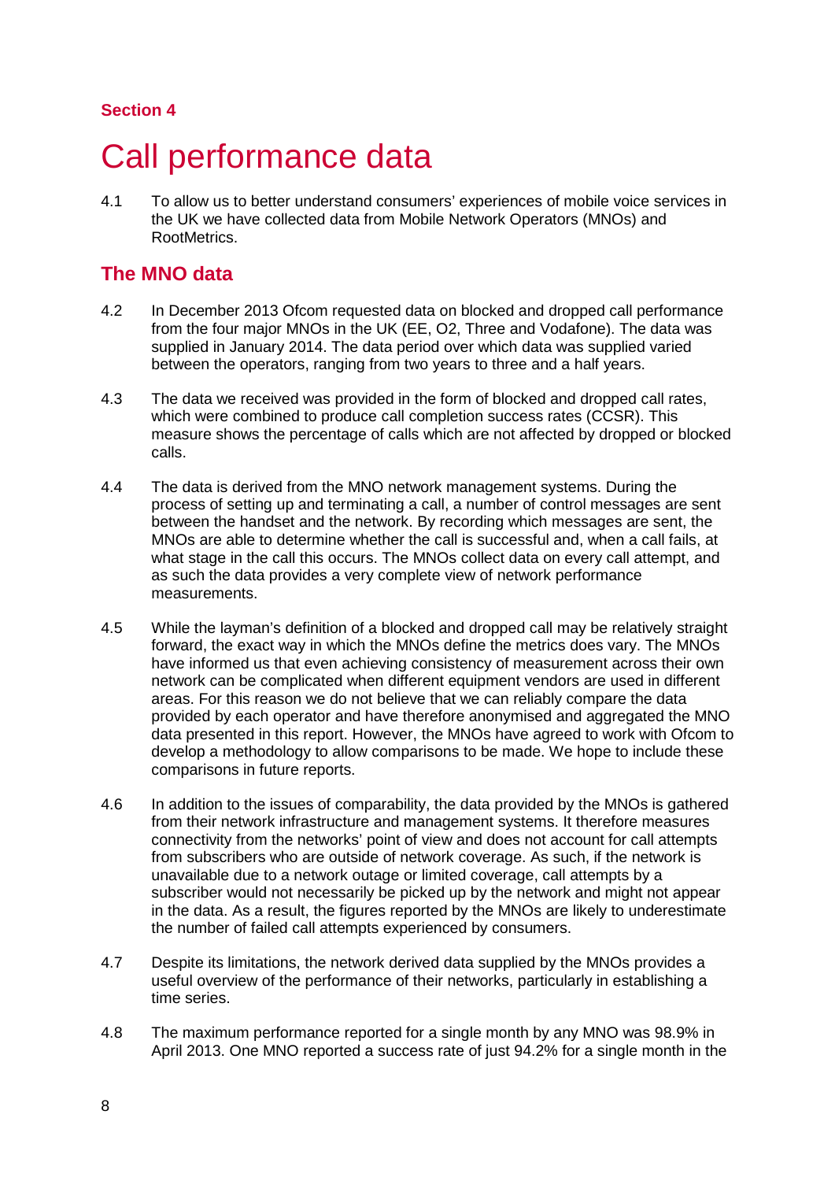**Section 4**

# Call performance data

4.1 To allow us to better understand consumers' experiences of mobile voice services in the UK we have collected data from Mobile Network Operators (MNOs) and RootMetrics.

## The MNO data

4.2 In December 2013 Ofcom requested data on blocked and dropped call performance from the four major MNOs in the UK (EE, O2, Three and Vodafone). The data was supplied in January 2014. The data period over which data was supplied varied between the operators, ranging from two years to three and a half years.

4.3 The data we received was provided in the form of blocked and dropped call rates, which were combined to produce call completion success rates (CCSR). This measure shows the percentage of calls which are not affected by dropped or blocked calls.

4.4 The data is derived from the MNO network management systems. During the process of setting up and terminating a call, a number of control messages are sent between the handset and the network. By recording which messages are sent, the MNOs are able to determine whether the call is successful and, when a call fails, at what stage in the call this occurs. The MNOs collect data on every call attempt, and as such the data provides a very complete view of network performance measurements.

4.5 While the layman's definition of a blocked and dropped call may be relatively straight forward, the exact way in which the MNOs define the metrics does vary. The MNOs have informed us that even achieving consistency of measurement across their own network can be complicated when different equipment vendors are used in different areas. For this reason we do not believe that we can reliably compare the data provided by each operator and have therefore anonymised and aggregated the MNO data presented in this report. However, the MNOs have agreed to work with Ofcom to develop a methodology to allow comparisons to be made. We hope to include these comparisons in future reports.

4.6 In addition to the issues of comparability, the data provided by the MNOs is gathered from their network infrastructure and management systems. It therefore measures connectivity from the networks' point of view and does not account for call attempts from subscribers who are outside of network coverage. As such, if the network is unavailable due to a network outage or limited coverage, call attempts by a subscriber would not necessarily be picked up by the network and might not appear in the data. As a result, the figures reported by the MNOs are likely to underestimate the number of failed call attempts experienced by consumers.

4.7 Despite its limitations, the network derived data supplied by the MNOs provides a useful overview of the performance of their networks, particularly in establishing a time series.

4.8 The maximum performance reported for a single month by any MNO was 98.9% in April 2013. One MNO reported a success rate of just 94.2% for a single month in the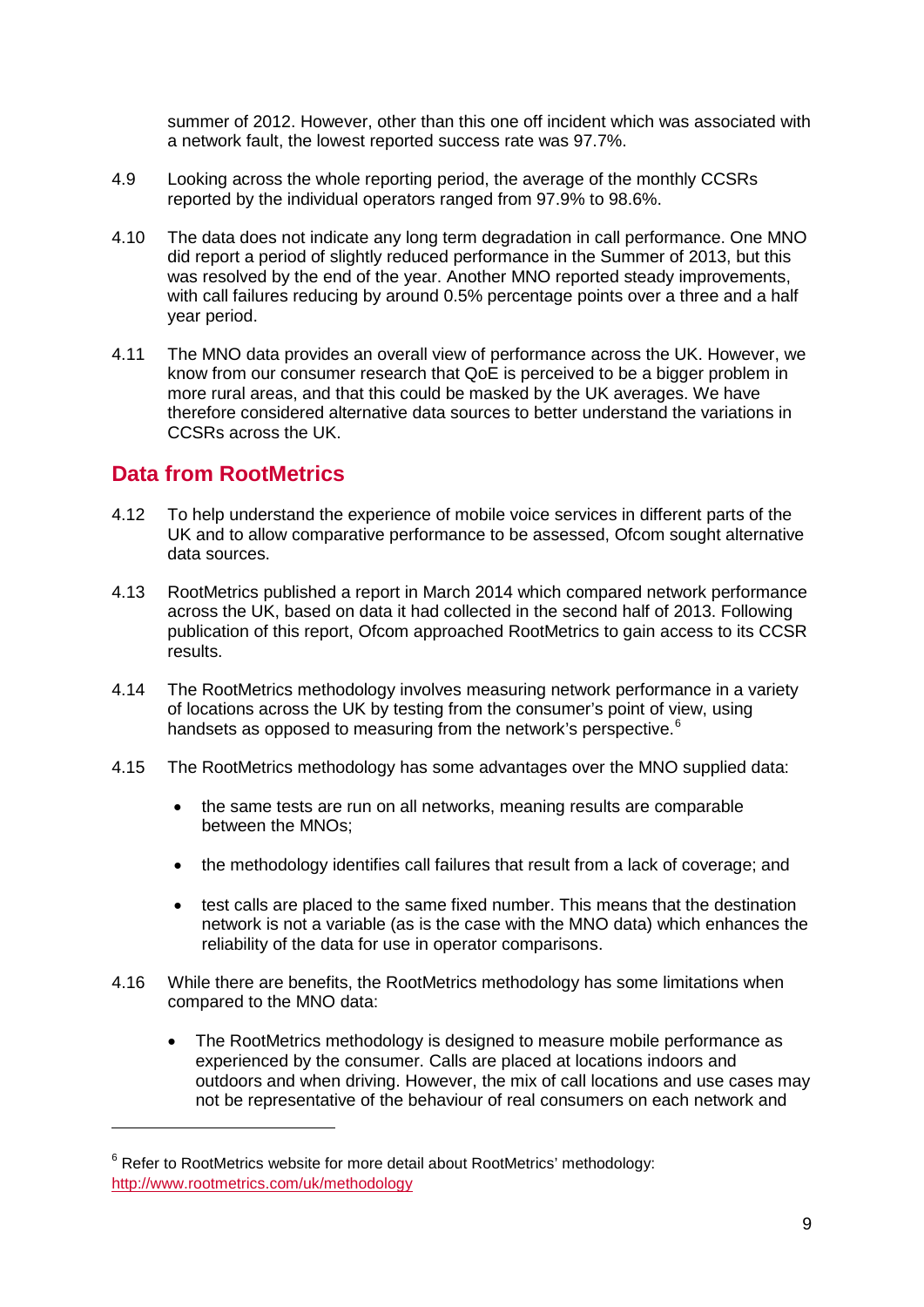summer of 2012. However, other than this one off incident which was associated with a network fault, the lowest reported success rate was 97.7%.

4.9 Looking across the whole reporting period, the average of the monthly CCSRs reported by the individual operators ranged from 97.9% to 98.6%.

4.10 The data does not indicate any long term degradation in call performance. One MNO did report a period of slightly reduced performance in the Summer of 2013, but this was resolved by the end of the year. Another MNO reported steady improvements, with call failures reducing by around 0.5% percentage points over a three and a half year period.

4.11 The MNO data provides an overall view of performance across the UK. However, we know from our consumer research that QoE is perceived to be a bigger problem in more rural areas, and that this could be masked by the UK averages. We have therefore considered alternative data sources to better understand the variations in CCSRs across the UK.

## Data from RootMetrics

4.12 To help understand the experience of mobile voice services in different parts of the UK and to allow comparative performance to be assessed, Ofcom sought alternative data sources.

4.13 RootMetrics published a report in March 2014 which compared network performance across the UK, based on data it had collected in the second half of 2013. Following publication of this report, Ofcom approached RootMetrics to gain access to its CCSR results.

4.14 The RootMetrics methodology involves measuring network performance in a variety of locations across the UK by testing from the consumer's point of view, using handsets as opposed to measuring from the network's perspective.[6]

4.15 The RootMetrics methodology has some advantages over the MNO supplied data:

- the same tests are run on all networks, meaning results are comparable between the MNOs;
- the methodology identifies call failures that result from a lack of coverage; and
- test calls are placed to the same fixed number. This means that the destination network is not a variable (as is the case with the MNO data) which enhances the reliability of the data for use in operator comparisons.

4.16 While there are benefits, the RootMetrics methodology has some limitations when compared to the MNO data:

- The RootMetrics methodology is designed to measure mobile performance as experienced by the consumer. Calls are placed at locations indoors and outdoors and when driving. However, the mix of call locations and use cases may not be representative of the behaviour of real consumers on each network and

[6] Refer to RootMetrics website for more detail about RootMetrics' methodology: http://www.rootmetrics.com/uk/methodology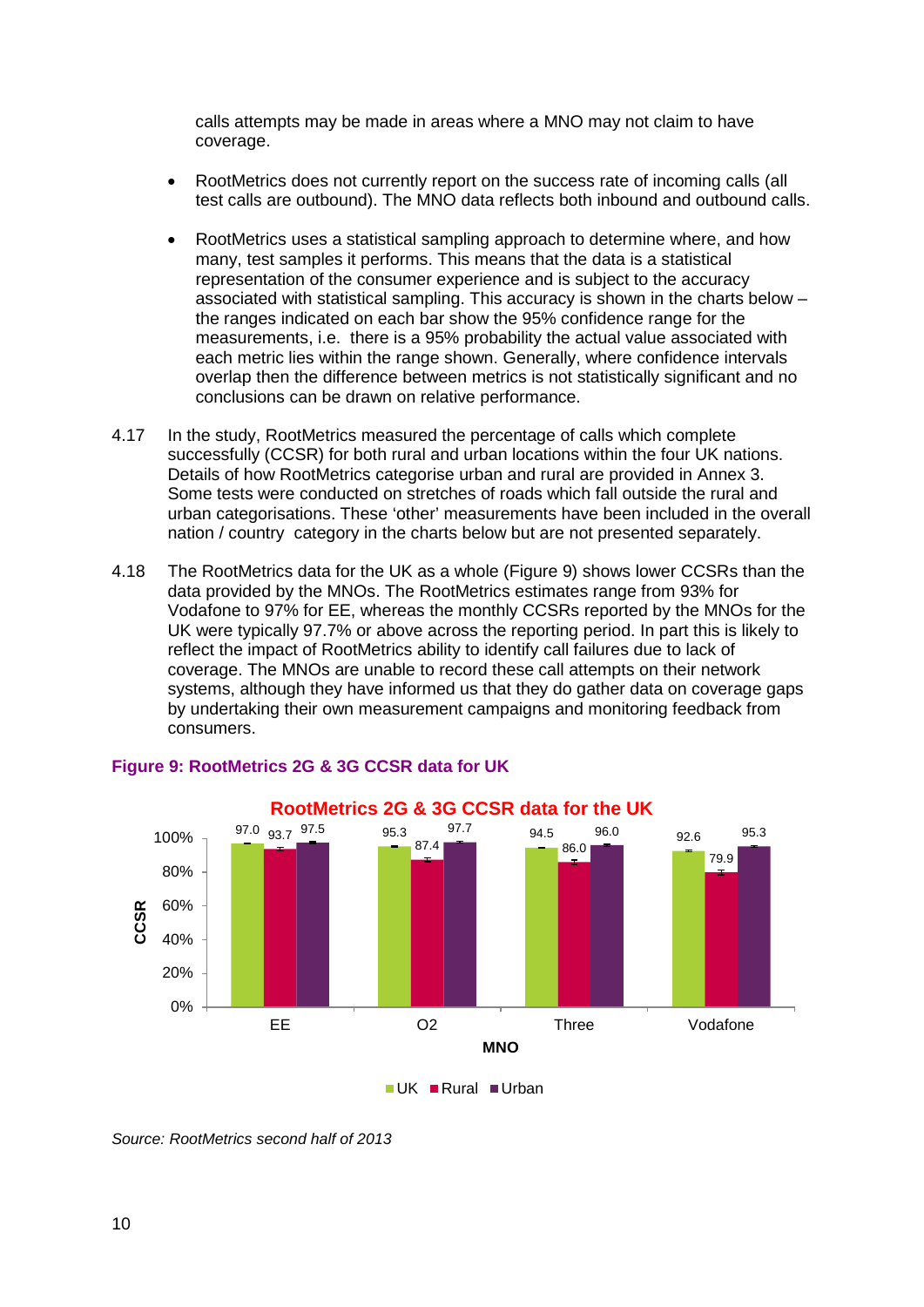calls attempts may be made in areas where a MNO may not claim to have coverage.

- RootMetrics does not currently report on the success rate of incoming calls (all test calls are outbound). The MNO data reflects both inbound and outbound calls.

- RootMetrics uses a statistical sampling approach to determine where, and how many, test samples it performs. This means that the data is a statistical representation of the consumer experience and is subject to the accuracy associated with statistical sampling. This accuracy is shown in the charts below – the ranges indicated on each bar show the 95% confidence range for the measurements, i.e. there is a 95% probability the actual value associated with each metric lies within the range shown. Generally, where confidence intervals overlap then the difference between metrics is not statistically significant and no conclusions can be drawn on relative performance.

4.17 In the study, RootMetrics measured the percentage of calls which complete successfully (CCSR) for both rural and urban locations within the four UK nations. Details of how RootMetrics categorise urban and rural are provided in Annex 3. Some tests were conducted on stretches of roads which fall outside the rural and urban categorisations. These 'other' measurements have been included in the overall nation / country category in the charts below but are not presented separately.

4.18 The RootMetrics data for the UK as a whole (Figure 9) shows lower CCSRs than the data provided by the MNOs. The RootMetrics estimates range from 93% for Vodafone to 97% for EE, whereas the monthly CCSRs reported by the MNOs for the UK were typically 97.7% or above across the reporting period. In part this is likely to reflect the impact of RootMetrics ability to identify call failures due to lack of coverage. The MNOs are unable to record these call attempts on their network systems, although they have informed us that they do gather data on coverage gaps by undertaking their own measurement campaigns and monitoring feedback from consumers.

**Figure 9: RootMetrics 2G & 3G CCSR data for UK**

RootMetrics 2G & 3G CCSR data for the UK

| MNO | UK | Rural | Urban |
|---|---|---|---|
| EE | 97.0 | 93.7 | 97.5 |
| O2 | 95.3 | 87.4 | 97.7 |
| Three | 94.5 | 86.0 | 96.0 |
| Vodafone | 92.6 | 79.9 | 95.3 |

*Source: RootMetrics second half of 2013*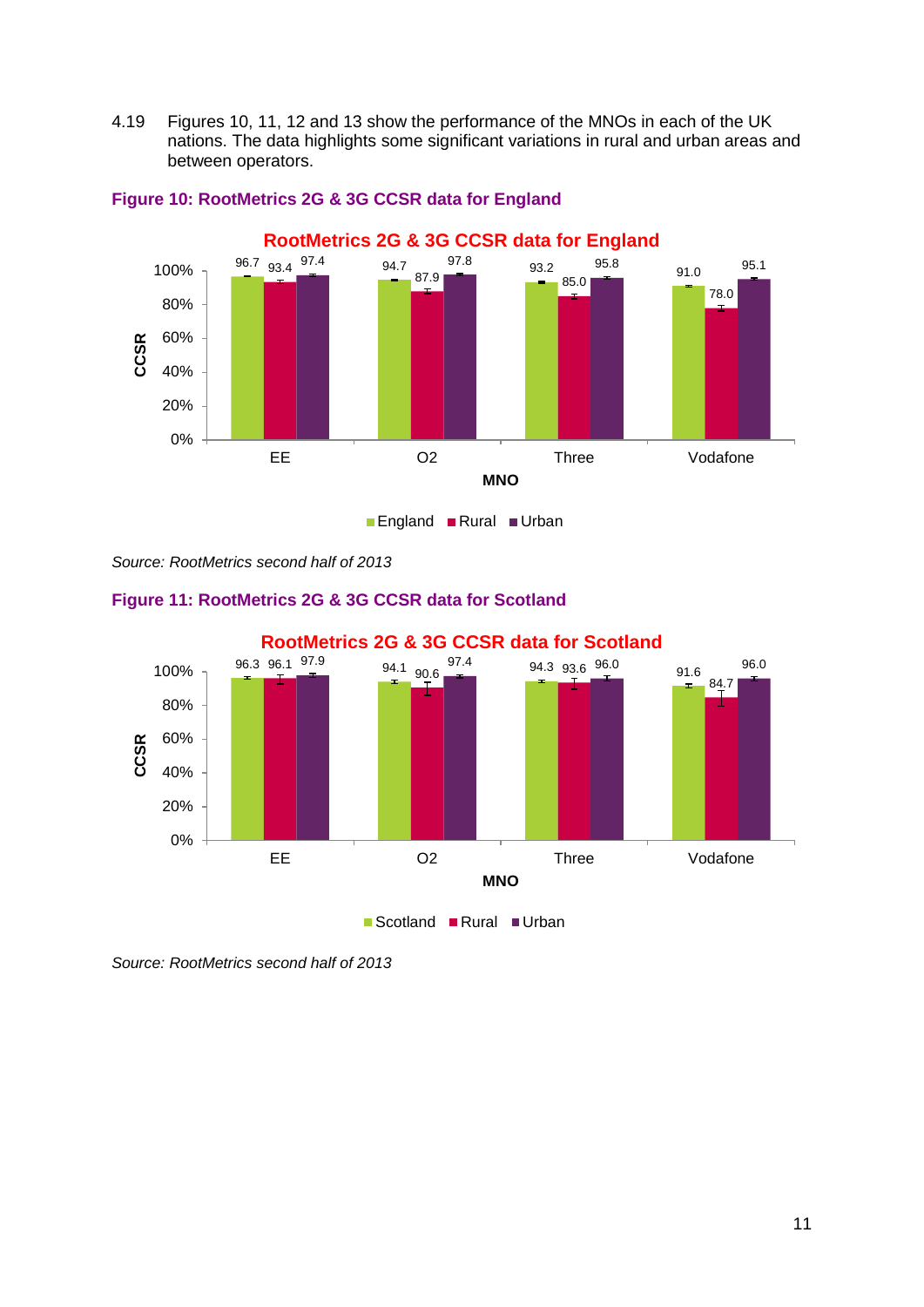4.19 Figures 10, 11, 12 and 13 show the performance of the MNOs in each of the UK nations. The data highlights some significant variations in rural and urban areas and between operators.

**Figure 10: RootMetrics 2G & 3G CCSR data for England**

RootMetrics 2G & 3G CCSR data for England

| MNO | England | Rural | Urban |
| --- | --- | --- | --- |
| EE | 96.7 | 93.4 | 97.4 |
| O2 | 94.7 | 87.9 | 97.8 |
| Three | 93.2 | 85.0 | 95.8 |
| Vodafone | 91.0 | 78.0 | 95.1 |

*Source: RootMetrics second half of 2013*

**Figure 11: RootMetrics 2G & 3G CCSR data for Scotland**

RootMetrics 2G & 3G CCSR data for Scotland

| MNO | Scotland | Rural | Urban |
| --- | --- | --- | --- |
| EE | 96.3 | 96.1 | 97.9 |
| O2 | 94.1 | 90.6 | 97.4 |
| Three | 94.3 | 93.6 | 96.0 |
| Vodafone | 91.6 | 84.7 | 96.0 |

*Source: RootMetrics second half of 2013*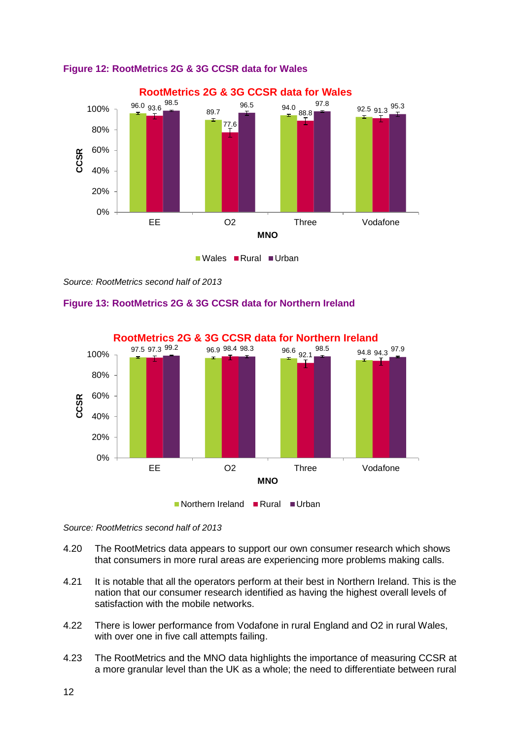**Figure 12: RootMetrics 2G & 3G CCSR data for Wales**

RootMetrics 2G & 3G CCSR data for Wales

| MNO | Wales | Rural | Urban |
|---|---|---|---|
| EE | 96.0 | 93.6 | 98.5 |
| O2 | 89.7 | 77.6 | 96.5 |
| Three | 94.0 | 88.8 | 97.8 |
| Vodafone | 92.5 | 91.3 | 95.3 |

*Source: RootMetrics second half of 2013*

**Figure 13: RootMetrics 2G & 3G CCSR data for Northern Ireland**

RootMetrics 2G & 3G CCSR data for Northern Ireland

| MNO | Northern Ireland | Rural | Urban |
|---|---|---|---|
| EE | 97.5 | 97.3 | 99.2 |
| O2 | 96.9 | 98.4 | 98.3 |
| Three | 96.6 | 92.1 | 98.5 |
| Vodafone | 94.8 | 94.3 | 97.9 |

*Source: RootMetrics second half of 2013*

4.20 The RootMetrics data appears to support our own consumer research which shows that consumers in more rural areas are experiencing more problems making calls.

4.21 It is notable that all the operators perform at their best in Northern Ireland. This is the nation that our consumer research identified as having the highest overall levels of satisfaction with the mobile networks.

4.22 There is lower performance from Vodafone in rural England and O2 in rural Wales, with over one in five call attempts failing.

4.23 The RootMetrics and the MNO data highlights the importance of measuring CCSR at a more granular level than the UK as a whole; the need to differentiate between rural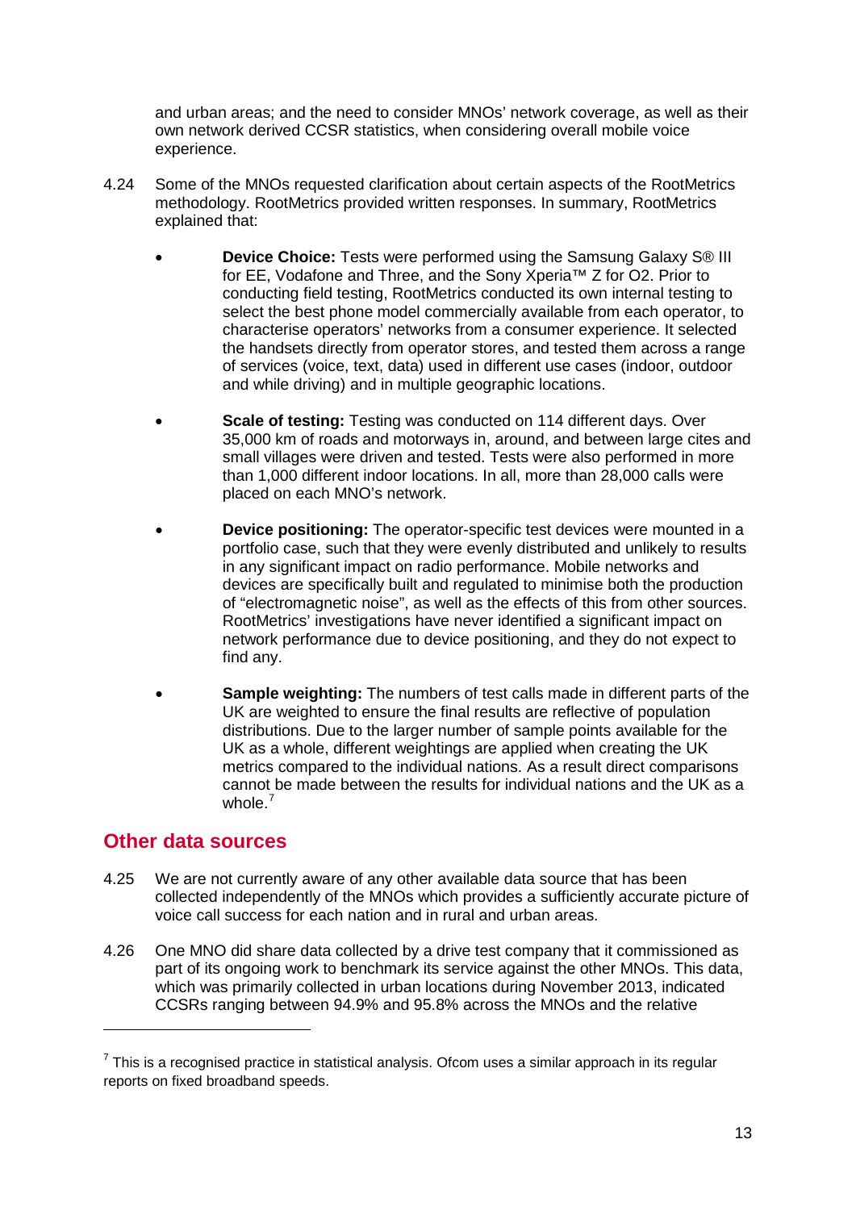and urban areas; and the need to consider MNOs' network coverage, as well as their own network derived CCSR statistics, when considering overall mobile voice experience.

4.24 Some of the MNOs requested clarification about certain aspects of the RootMetrics methodology. RootMetrics provided written responses. In summary, RootMetrics explained that:

- **Device Choice:** Tests were performed using the Samsung Galaxy S® III for EE, Vodafone and Three, and the Sony Xperia™ Z for O2. Prior to conducting field testing, RootMetrics conducted its own internal testing to select the best phone model commercially available from each operator, to characterise operators' networks from a consumer experience. It selected the handsets directly from operator stores, and tested them across a range of services (voice, text, data) used in different use cases (indoor, outdoor and while driving) and in multiple geographic locations.

- **Scale of testing:** Testing was conducted on 114 different days. Over 35,000 km of roads and motorways in, around, and between large cites and small villages were driven and tested. Tests were also performed in more than 1,000 different indoor locations. In all, more than 28,000 calls were placed on each MNO's network.

- **Device positioning:** The operator-specific test devices were mounted in a portfolio case, such that they were evenly distributed and unlikely to results in any significant impact on radio performance. Mobile networks and devices are specifically built and regulated to minimise both the production of "electromagnetic noise", as well as the effects of this from other sources. RootMetrics' investigations have never identified a significant impact on network performance due to device positioning, and they do not expect to find any.

- **Sample weighting:** The numbers of test calls made in different parts of the UK are weighted to ensure the final results are reflective of population distributions. Due to the larger number of sample points available for the UK as a whole, different weightings are applied when creating the UK metrics compared to the individual nations. As a result direct comparisons cannot be made between the results for individual nations and the UK as a whole.[7]

## Other data sources

4.25 We are not currently aware of any other available data source that has been collected independently of the MNOs which provides a sufficiently accurate picture of voice call success for each nation and in rural and urban areas.

4.26 One MNO did share data collected by a drive test company that it commissioned as part of its ongoing work to benchmark its service against the other MNOs. This data, which was primarily collected in urban locations during November 2013, indicated CCSRs ranging between 94.9% and 95.8% across the MNOs and the relative

---

[7] This is a recognised practice in statistical analysis. Ofcom uses a similar approach in its regular reports on fixed broadband speeds.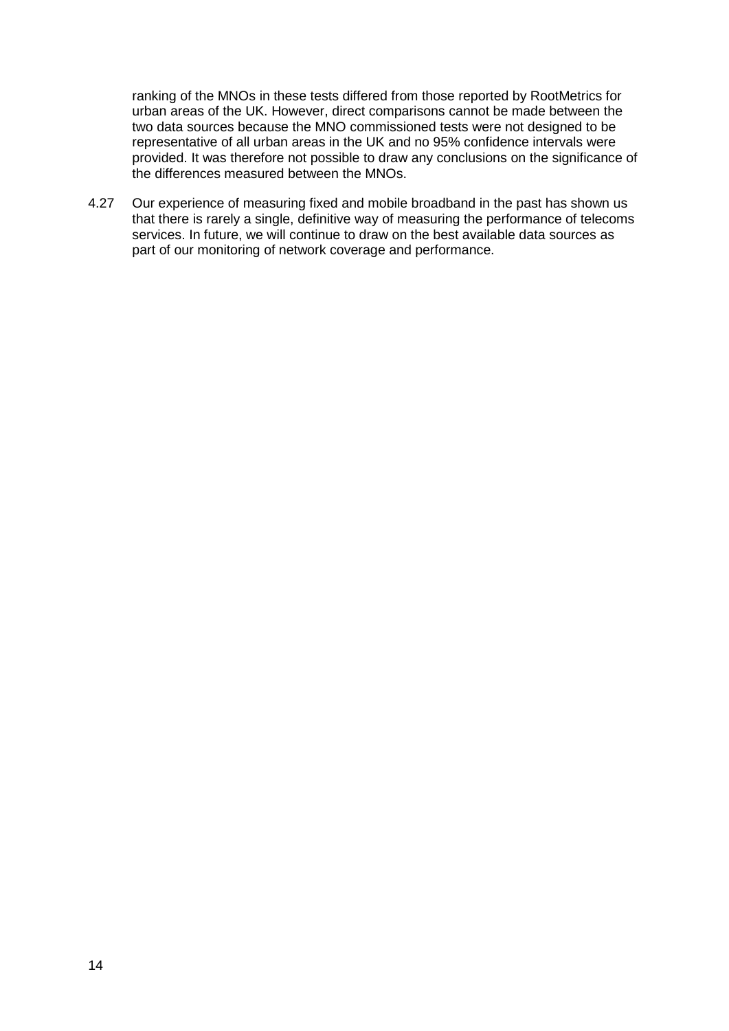ranking of the MNOs in these tests differed from those reported by RootMetrics for urban areas of the UK. However, direct comparisons cannot be made between the two data sources because the MNO commissioned tests were not designed to be representative of all urban areas in the UK and no 95% confidence intervals were provided. It was therefore not possible to draw any conclusions on the significance of the differences measured between the MNOs.

4.27 Our experience of measuring fixed and mobile broadband in the past has shown us that there is rarely a single, definitive way of measuring the performance of telecoms services. In future, we will continue to draw on the best available data sources as part of our monitoring of network coverage and performance.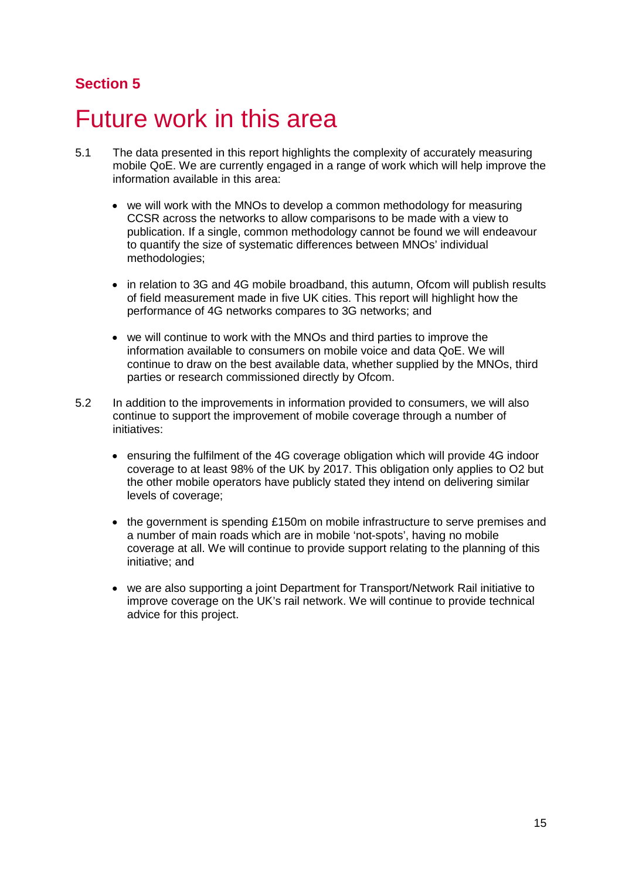## Section 5

# Future work in this area

5.1 The data presented in this report highlights the complexity of accurately measuring mobile QoE. We are currently engaged in a range of work which will help improve the information available in this area:

- we will work with the MNOs to develop a common methodology for measuring CCSR across the networks to allow comparisons to be made with a view to publication. If a single, common methodology cannot be found we will endeavour to quantify the size of systematic differences between MNOs' individual methodologies;
- in relation to 3G and 4G mobile broadband, this autumn, Ofcom will publish results of field measurement made in five UK cities. This report will highlight how the performance of 4G networks compares to 3G networks; and
- we will continue to work with the MNOs and third parties to improve the information available to consumers on mobile voice and data QoE. We will continue to draw on the best available data, whether supplied by the MNOs, third parties or research commissioned directly by Ofcom.

5.2 In addition to the improvements in information provided to consumers, we will also continue to support the improvement of mobile coverage through a number of initiatives:

- ensuring the fulfilment of the 4G coverage obligation which will provide 4G indoor coverage to at least 98% of the UK by 2017. This obligation only applies to O2 but the other mobile operators have publicly stated they intend on delivering similar levels of coverage;
- the government is spending £150m on mobile infrastructure to serve premises and a number of main roads which are in mobile 'not-spots', having no mobile coverage at all. We will continue to provide support relating to the planning of this initiative; and
- we are also supporting a joint Department for Transport/Network Rail initiative to improve coverage on the UK's rail network. We will continue to provide technical advice for this project.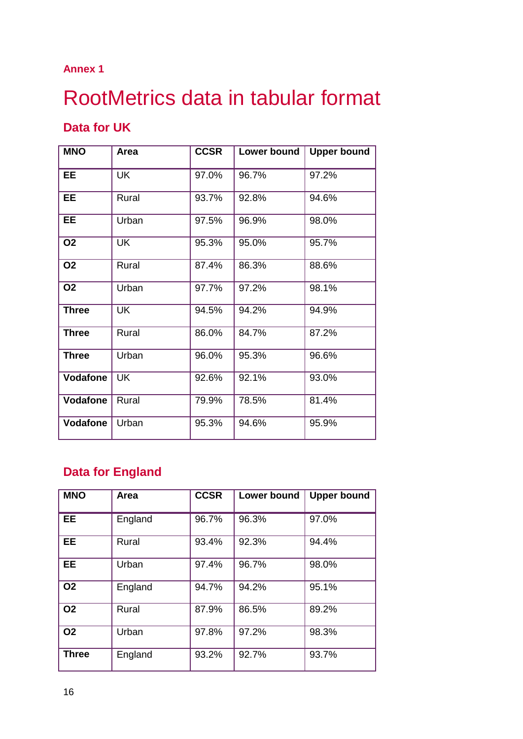Annex 1

# RootMetrics data in tabular format

## Data for UK

| MNO | Area | CCSR | Lower bound | Upper bound |
|---|---|---|---|---|
| **EE** | UK | 97.0% | 96.7% | 97.2% |
| **EE** | Rural | 93.7% | 92.8% | 94.6% |
| **EE** | Urban | 97.5% | 96.9% | 98.0% |
| **O2** | UK | 95.3% | 95.0% | 95.7% |
| **O2** | Rural | 87.4% | 86.3% | 88.6% |
| **O2** | Urban | 97.7% | 97.2% | 98.1% |
| **Three** | UK | 94.5% | 94.2% | 94.9% |
| **Three** | Rural | 86.0% | 84.7% | 87.2% |
| **Three** | Urban | 96.0% | 95.3% | 96.6% |
| **Vodafone** | UK | 92.6% | 92.1% | 93.0% |
| **Vodafone** | Rural | 79.9% | 78.5% | 81.4% |
| **Vodafone** | Urban | 95.3% | 94.6% | 95.9% |

## Data for England

| MNO | Area | CCSR | Lower bound | Upper bound |
|---|---|---|---|---|
| **EE** | England | 96.7% | 96.3% | 97.0% |
| **EE** | Rural | 93.4% | 92.3% | 94.4% |
| **EE** | Urban | 97.4% | 96.7% | 98.0% |
| **O2** | England | 94.7% | 94.2% | 95.1% |
| **O2** | Rural | 87.9% | 86.5% | 89.2% |
| **O2** | Urban | 97.8% | 97.2% | 98.3% |
| **Three** | England | 93.2% | 92.7% | 93.7% |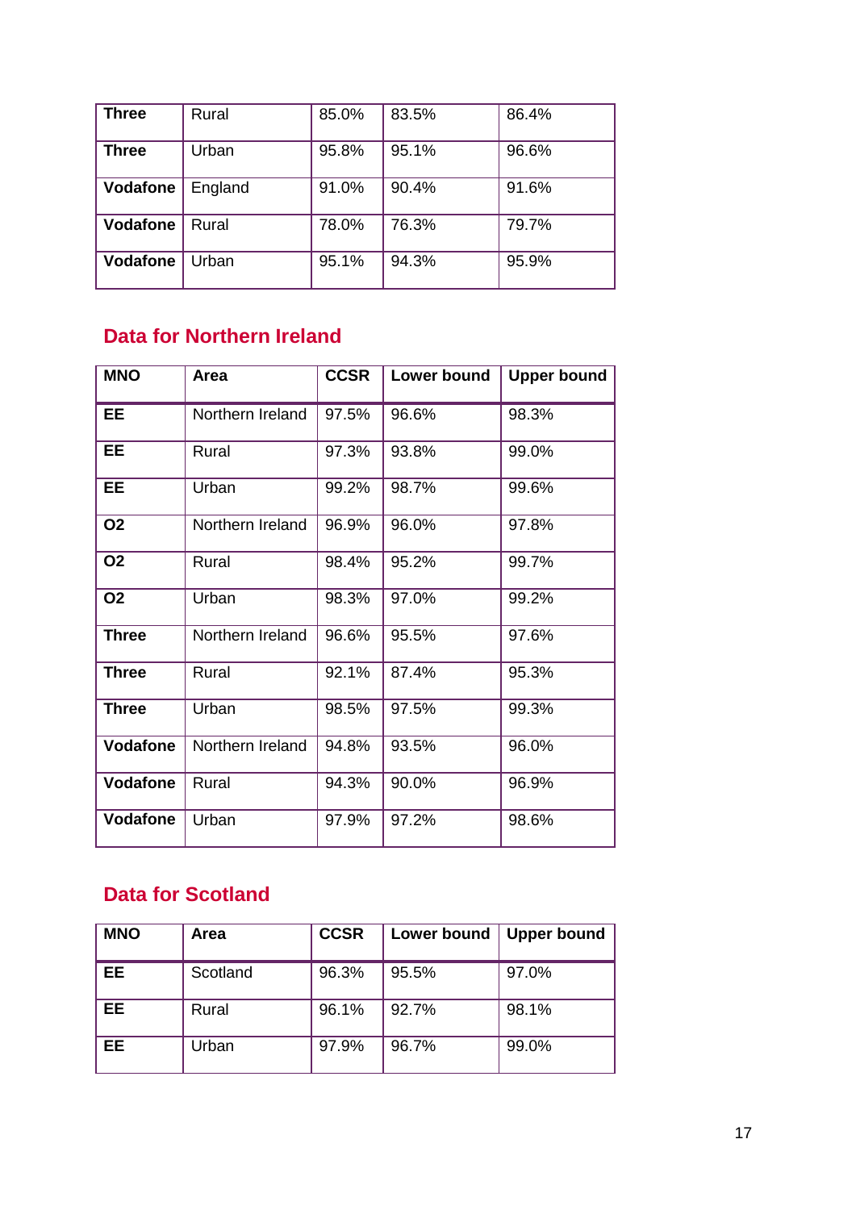| Three | Rural | 85.0% | 83.5% | 86.4% |
|---|---|---|---|---|
| Three | Urban | 95.8% | 95.1% | 96.6% |
| Vodafone | England | 91.0% | 90.4% | 91.6% |
| Vodafone | Rural | 78.0% | 76.3% | 79.7% |
| Vodafone | Urban | 95.1% | 94.3% | 95.9% |

## Data for Northern Ireland

| MNO | Area | CCSR | Lower bound | Upper bound |
|---|---|---|---|---|
| **EE** | Northern Ireland | 97.5% | 96.6% | 98.3% |
| **EE** | Rural | 97.3% | 93.8% | 99.0% |
| **EE** | Urban | 99.2% | 98.7% | 99.6% |
| **O2** | Northern Ireland | 96.9% | 96.0% | 97.8% |
| **O2** | Rural | 98.4% | 95.2% | 99.7% |
| **O2** | Urban | 98.3% | 97.0% | 99.2% |
| **Three** | Northern Ireland | 96.6% | 95.5% | 97.6% |
| **Three** | Rural | 92.1% | 87.4% | 95.3% |
| **Three** | Urban | 98.5% | 97.5% | 99.3% |
| **Vodafone** | Northern Ireland | 94.8% | 93.5% | 96.0% |
| **Vodafone** | Rural | 94.3% | 90.0% | 96.9% |
| **Vodafone** | Urban | 97.9% | 97.2% | 98.6% |

## Data for Scotland

| MNO | Area | CCSR | Lower bound | Upper bound |
|---|---|---|---|---|
| **EE** | Scotland | 96.3% | 95.5% | 97.0% |
| **EE** | Rural | 96.1% | 92.7% | 98.1% |
| **EE** | Urban | 97.9% | 96.7% | 99.0% |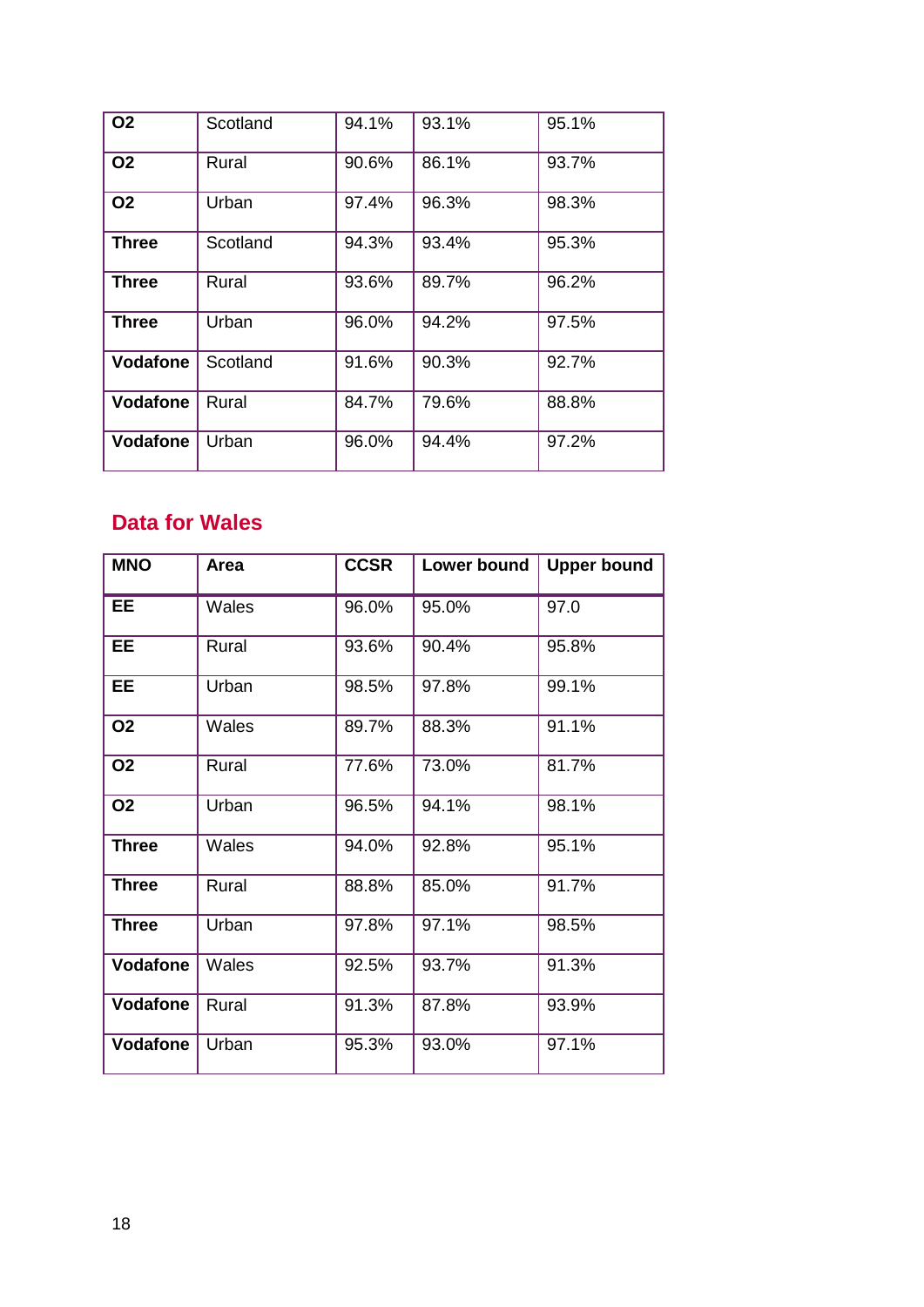| O2 | Scotland | 94.1% | 93.1% | 95.1% |
|---|---|---|---|---|
| **O2** | Rural | 90.6% | 86.1% | 93.7% |
| **O2** | Urban | 97.4% | 96.3% | 98.3% |
| **Three** | Scotland | 94.3% | 93.4% | 95.3% |
| **Three** | Rural | 93.6% | 89.7% | 96.2% |
| **Three** | Urban | 96.0% | 94.2% | 97.5% |
| **Vodafone** | Scotland | 91.6% | 90.3% | 92.7% |
| **Vodafone** | Rural | 84.7% | 79.6% | 88.8% |
| **Vodafone** | Urban | 96.0% | 94.4% | 97.2% |

## Data for Wales

| MNO | Area | CCSR | Lower bound | Upper bound |
|---|---|---|---|---|
| **EE** | Wales | 96.0% | 95.0% | 97.0 |
| **EE** | Rural | 93.6% | 90.4% | 95.8% |
| **EE** | Urban | 98.5% | 97.8% | 99.1% |
| **O2** | Wales | 89.7% | 88.3% | 91.1% |
| **O2** | Rural | 77.6% | 73.0% | 81.7% |
| **O2** | Urban | 96.5% | 94.1% | 98.1% |
| **Three** | Wales | 94.0% | 92.8% | 95.1% |
| **Three** | Rural | 88.8% | 85.0% | 91.7% |
| **Three** | Urban | 97.8% | 97.1% | 98.5% |
| **Vodafone** | Wales | 92.5% | 93.7% | 91.3% |
| **Vodafone** | Rural | 91.3% | 87.8% | 93.9% |
| **Vodafone** | Urban | 95.3% | 93.0% | 97.1% |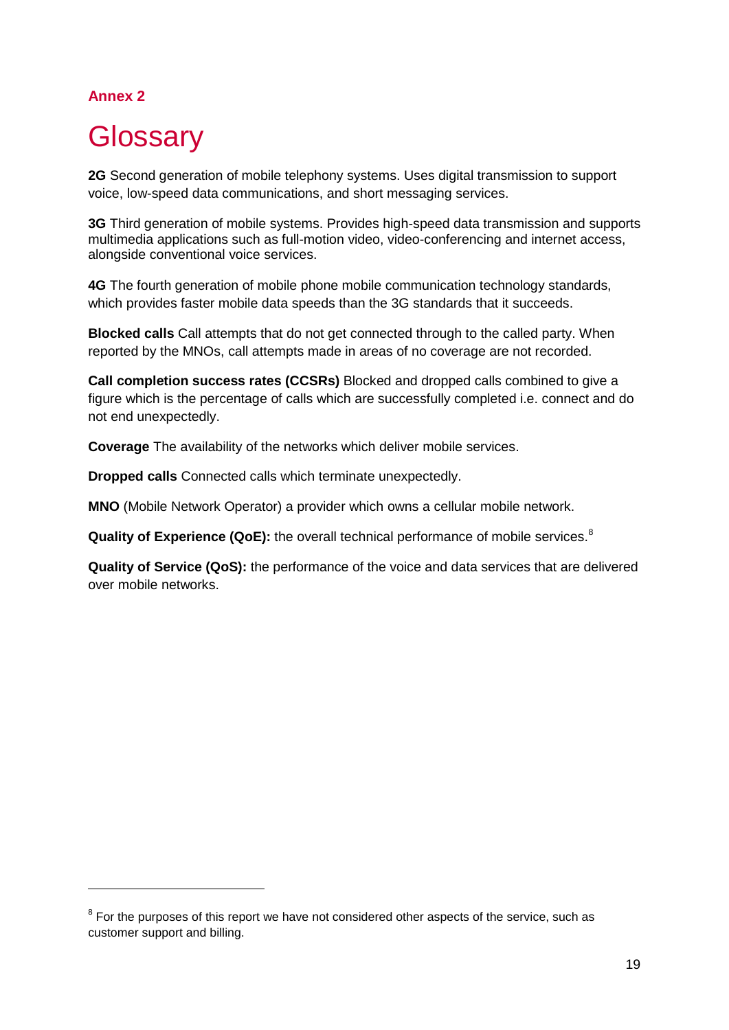**Annex 2**

# Glossary

**2G** Second generation of mobile telephony systems. Uses digital transmission to support voice, low-speed data communications, and short messaging services.

**3G** Third generation of mobile systems. Provides high-speed data transmission and supports multimedia applications such as full-motion video, video-conferencing and internet access, alongside conventional voice services.

**4G** The fourth generation of mobile phone mobile communication technology standards, which provides faster mobile data speeds than the 3G standards that it succeeds.

**Blocked calls** Call attempts that do not get connected through to the called party. When reported by the MNOs, call attempts made in areas of no coverage are not recorded.

**Call completion success rates (CCSRs)** Blocked and dropped calls combined to give a figure which is the percentage of calls which are successfully completed i.e. connect and do not end unexpectedly.

**Coverage** The availability of the networks which deliver mobile services.

**Dropped calls** Connected calls which terminate unexpectedly.

**MNO** (Mobile Network Operator) a provider which owns a cellular mobile network.

**Quality of Experience (QoE):** the overall technical performance of mobile services.[8]

**Quality of Service (QoS):** the performance of the voice and data services that are delivered over mobile networks.

---

[8] For the purposes of this report we have not considered other aspects of the service, such as customer support and billing.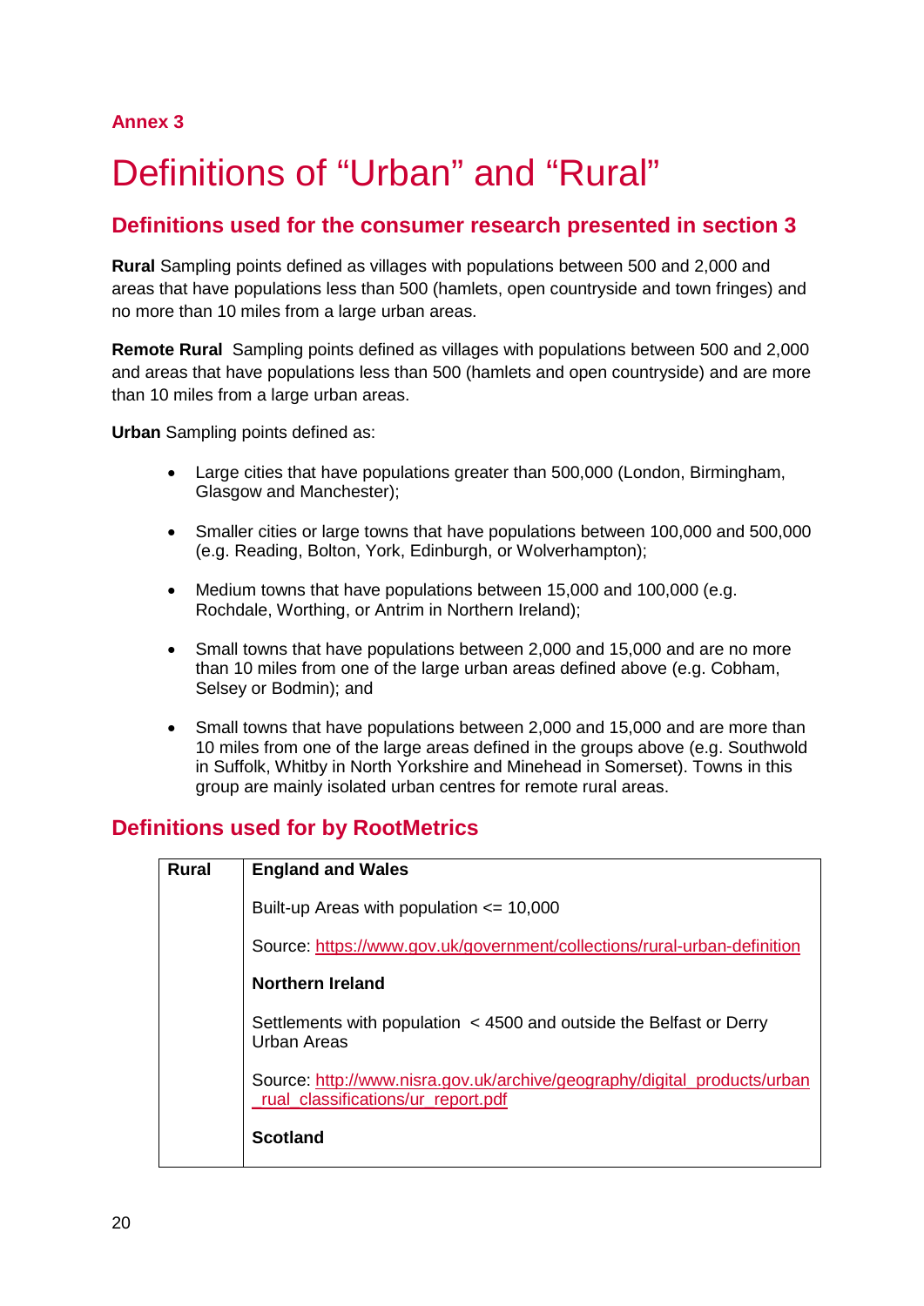Annex 3

# Definitions of “Urban” and “Rural”

## Definitions used for the consumer research presented in section 3

**Rural** Sampling points defined as villages with populations between 500 and 2,000 and areas that have populations less than 500 (hamlets, open countryside and town fringes) and no more than 10 miles from a large urban areas.

**Remote Rural** Sampling points defined as villages with populations between 500 and 2,000 and areas that have populations less than 500 (hamlets and open countryside) and are more than 10 miles from a large urban areas.

**Urban** Sampling points defined as:

- Large cities that have populations greater than 500,000 (London, Birmingham, Glasgow and Manchester);
- Smaller cities or large towns that have populations between 100,000 and 500,000 (e.g. Reading, Bolton, York, Edinburgh, or Wolverhampton);
- Medium towns that have populations between 15,000 and 100,000 (e.g. Rochdale, Worthing, or Antrim in Northern Ireland);
- Small towns that have populations between 2,000 and 15,000 and are no more than 10 miles from one of the large urban areas defined above (e.g. Cobham, Selsey or Bodmin); and
- Small towns that have populations between 2,000 and 15,000 and are more than 10 miles from one of the large areas defined in the groups above (e.g. Southwold in Suffolk, Whitby in North Yorkshire and Minehead in Somerset). Towns in this group are mainly isolated urban centres for remote rural areas.

## Definitions used for by RootMetrics

| Rural | **England and Wales**<br><br>Built-up Areas with population <= 10,000<br><br>Source: https://www.gov.uk/government/collections/rural-urban-definition<br><br>**Northern Ireland**<br><br>Settlements with population < 4500 and outside the Belfast or Derry Urban Areas<br><br>Source: http://www.nisra.gov.uk/archive/geography/digital_products/urban_rual_classifications/ur_report.pdf<br><br>**Scotland** |
|---|---|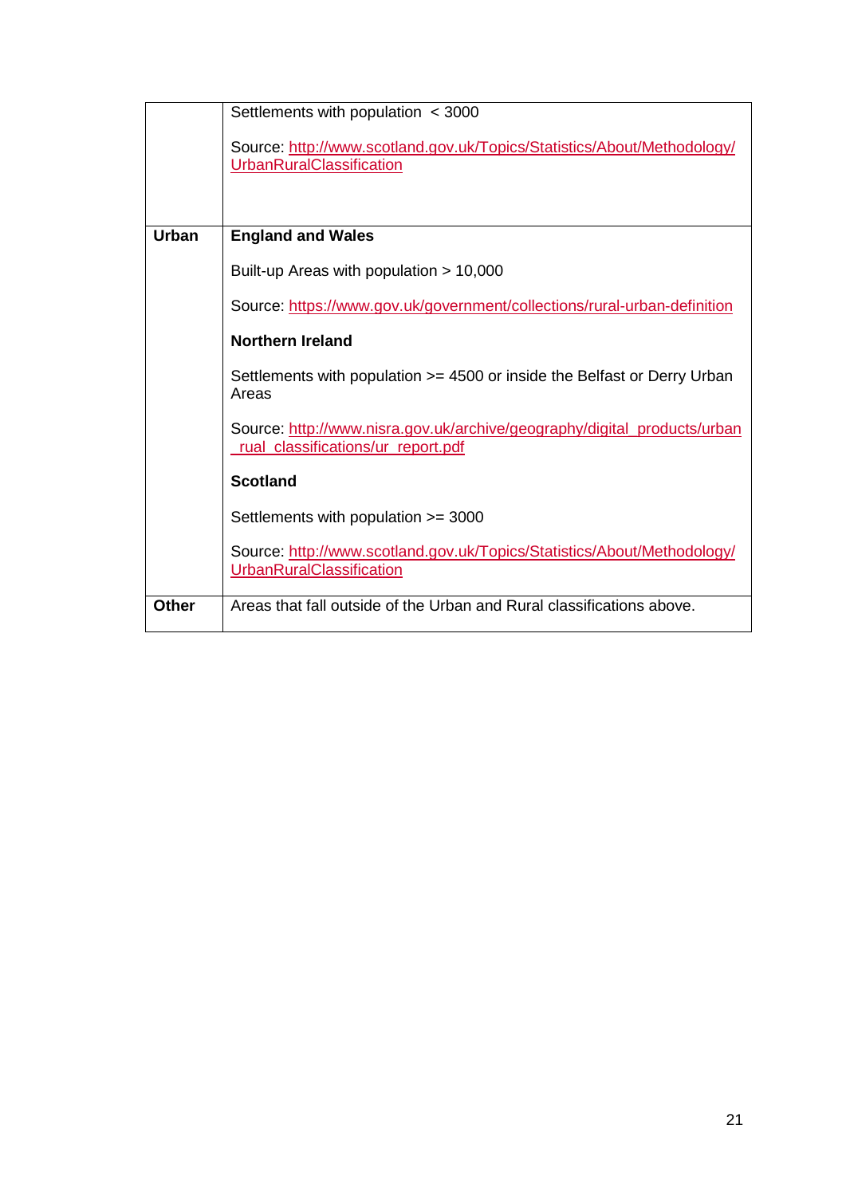| | |
|---|---|
| | Settlements with population < 3000<br><br>Source: http://www.scotland.gov.uk/Topics/Statistics/About/Methodology/UrbanRuralClassification |
| **Urban** | **England and Wales**<br><br>Built-up Areas with population > 10,000<br><br>Source: https://www.gov.uk/government/collections/rural-urban-definition<br><br>**Northern Ireland**<br><br>Settlements with population >= 4500 or inside the Belfast or Derry Urban Areas<br><br>Source: http://www.nisra.gov.uk/archive/geography/digital_products/urban_rual_classifications/ur_report.pdf<br><br>**Scotland**<br><br>Settlements with population >= 3000<br><br>Source: http://www.scotland.gov.uk/Topics/Statistics/About/Methodology/UrbanRuralClassification |
| **Other** | Areas that fall outside of the Urban and Rural classifications above. |